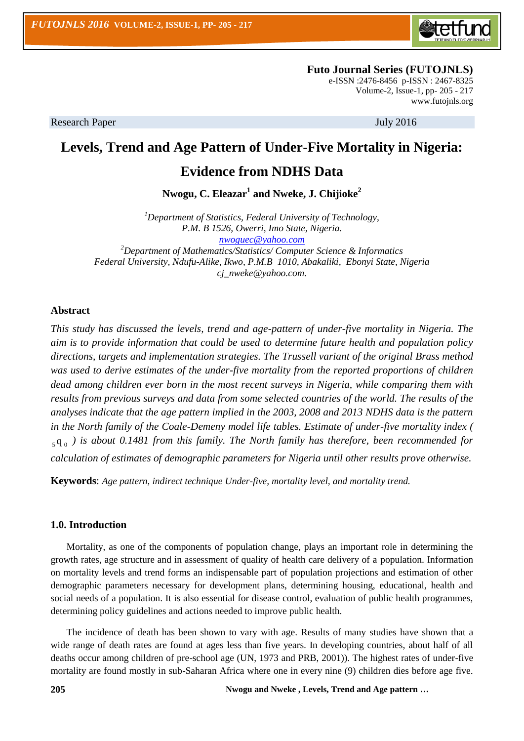**Futo Journal Series (FUTOJNLS)**
e-ISSN :2476-8456 p-ISSN : 2467-8325
Volume-2, Issue-1, pp- 205 - 217
www.futojnls.org

Research Paper July 2016

# Levels, Trend and Age Pattern of Under-Five Mortality in Nigeria: Evidence from NDHS Data

**Nwogu, C. Eleazar[1] and Nweke, J. Chijioke[2]**

*[1]Department of Statistics, Federal University of Technology, P.M. B 1526, Owerri, Imo State, Nigeria.*
*nwoguec@yahoo.com*
*[2]Department of Mathematics/Statistics/ Computer Science & Informatics Federal University, Ndufu-Alike, Ikwo, P.M.B 1010, Abakaliki, Ebonyi State, Nigeria*
*cj_nweke@yahoo.com.*

## Abstract

*This study has discussed the levels, trend and age-pattern of under-five mortality in Nigeria. The aim is to provide information that could be used to determine future health and population policy directions, targets and implementation strategies. The Trussell variant of the original Brass method was used to derive estimates of the under-five mortality from the reported proportions of children dead among children ever born in the most recent surveys in Nigeria, while comparing them with results from previous surveys and data from some selected countries of the world. The results of the analyses indicate that the age pattern implied in the 2003, 2008 and 2013 NDHS data is the pattern in the North family of the Coale-Demeny model life tables. Estimate of under-five mortality index ( ${}_5q_0$ ) is about 0.1481 from this family. The North family has therefore, been recommended for calculation of estimates of demographic parameters for Nigeria until other results prove otherwise.*

**Keywords**: *Age pattern, indirect technique Under-five, mortality level, and mortality trend.*

## 1.0. Introduction

Mortality, as one of the components of population change, plays an important role in determining the growth rates, age structure and in assessment of quality of health care delivery of a population. Information on mortality levels and trend forms an indispensable part of population projections and estimation of other demographic parameters necessary for development plans, determining housing, educational, health and social needs of a population. It is also essential for disease control, evaluation of public health programmes, determining policy guidelines and actions needed to improve public health.

The incidence of death has been shown to vary with age. Results of many studies have shown that a wide range of death rates are found at ages less than five years. In developing countries, about half of all deaths occur among children of pre-school age (UN, 1973 and PRB, 2001)). The highest rates of under-five mortality are found mostly in sub-Saharan Africa where one in every nine (9) children dies before age five.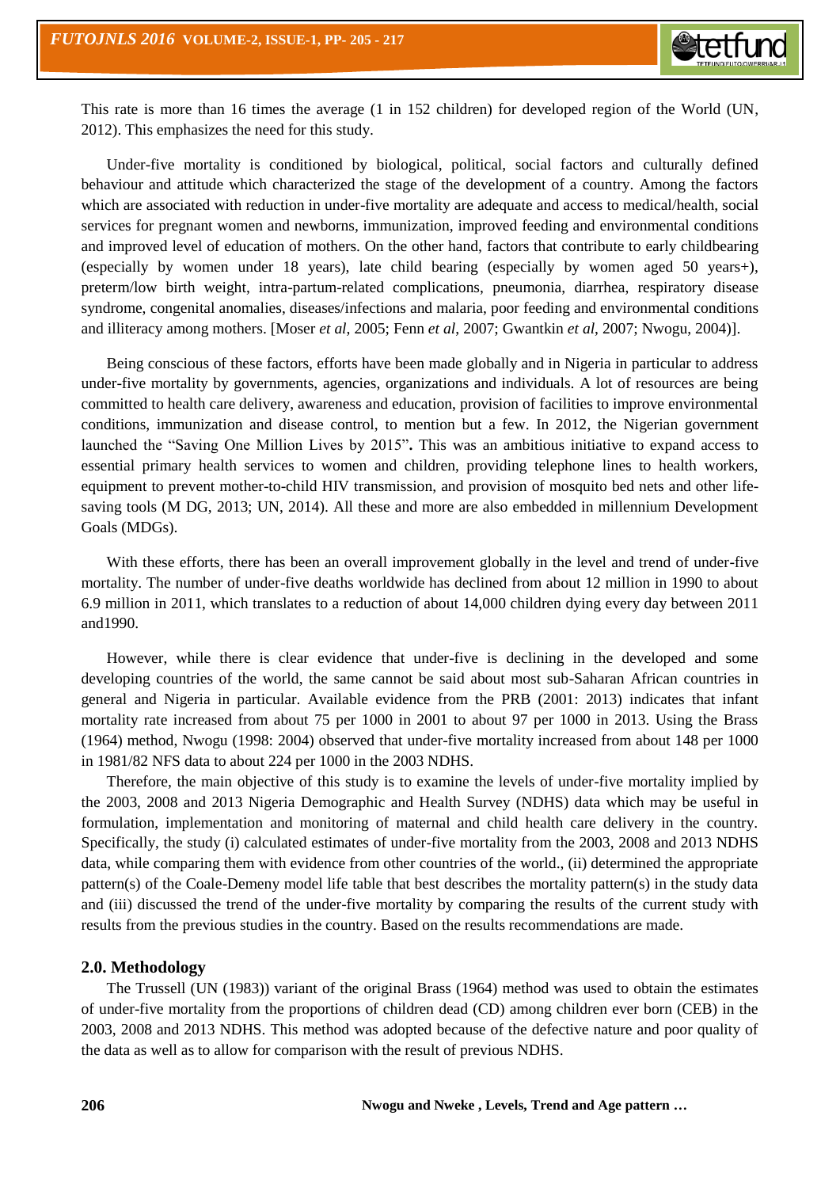This rate is more than 16 times the average (1 in 152 children) for developed region of the World (UN, 2012). This emphasizes the need for this study.

Under-five mortality is conditioned by biological, political, social factors and culturally defined behaviour and attitude which characterized the stage of the development of a country. Among the factors which are associated with reduction in under-five mortality are adequate and access to medical/health, social services for pregnant women and newborns, immunization, improved feeding and environmental conditions and improved level of education of mothers. On the other hand, factors that contribute to early childbearing (especially by women under 18 years), late child bearing (especially by women aged 50 years+), preterm/low birth weight, intra-partum-related complications, pneumonia, diarrhea, respiratory disease syndrome, congenital anomalies, diseases/infections and malaria, poor feeding and environmental conditions and illiteracy among mothers. [Moser *et al*, 2005; Fenn *et al*, 2007; Gwantkin *et al*, 2007; Nwogu, 2004)].

Being conscious of these factors, efforts have been made globally and in Nigeria in particular to address under-five mortality by governments, agencies, organizations and individuals. A lot of resources are being committed to health care delivery, awareness and education, provision of facilities to improve environmental conditions, immunization and disease control, to mention but a few. In 2012, the Nigerian government launched the "Saving One Million Lives by 2015"**.** This was an ambitious initiative to expand access to essential primary health services to women and children, providing telephone lines to health workers, equipment to prevent mother-to-child HIV transmission, and provision of mosquito bed nets and other life-saving tools (M DG, 2013; UN, 2014). All these and more are also embedded in millennium Development Goals (MDGs).

With these efforts, there has been an overall improvement globally in the level and trend of under-five mortality. The number of under-five deaths worldwide has declined from about 12 million in 1990 to about 6.9 million in 2011, which translates to a reduction of about 14,000 children dying every day between 2011 and1990.

However, while there is clear evidence that under-five is declining in the developed and some developing countries of the world, the same cannot be said about most sub-Saharan African countries in general and Nigeria in particular. Available evidence from the PRB (2001: 2013) indicates that infant mortality rate increased from about 75 per 1000 in 2001 to about 97 per 1000 in 2013. Using the Brass (1964) method, Nwogu (1998: 2004) observed that under-five mortality increased from about 148 per 1000 in 1981/82 NFS data to about 224 per 1000 in the 2003 NDHS.

Therefore, the main objective of this study is to examine the levels of under-five mortality implied by the 2003, 2008 and 2013 Nigeria Demographic and Health Survey (NDHS) data which may be useful in formulation, implementation and monitoring of maternal and child health care delivery in the country. Specifically, the study (i) calculated estimates of under-five mortality from the 2003, 2008 and 2013 NDHS data, while comparing them with evidence from other countries of the world., (ii) determined the appropriate pattern(s) of the Coale-Demeny model life table that best describes the mortality pattern(s) in the study data and (iii) discussed the trend of the under-five mortality by comparing the results of the current study with results from the previous studies in the country. Based on the results recommendations are made.

## 2.0. Methodology

The Trussell (UN (1983)) variant of the original Brass (1964) method was used to obtain the estimates of under-five mortality from the proportions of children dead (CD) among children ever born (CEB) in the 2003, 2008 and 2013 NDHS. This method was adopted because of the defective nature and poor quality of the data as well as to allow for comparison with the result of previous NDHS.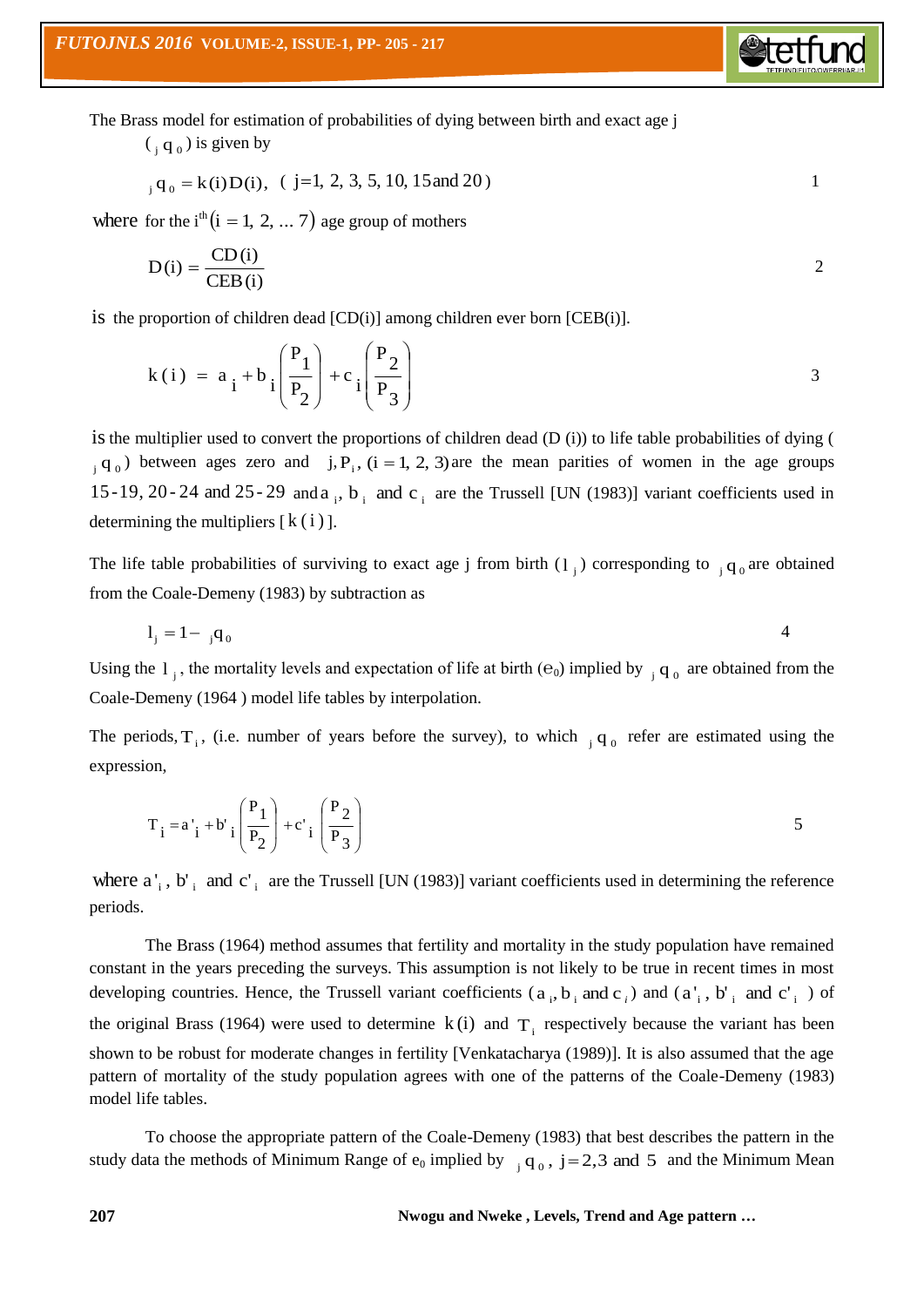The Brass model for estimation of probabilities of dying between birth and exact age j ( ${}_jq_0$ ) is given by

$$ {}_jq_0 = k(i)D(i), \quad ( \text{j}=1,\ 2,\ 3,\ 5,\ 10,\ 15 \text{ and } 20 ) \tag{1} $$

where for the $i^{th}(i = 1,\ 2,\ ...\ 7)$ age group of mothers

$$ D(i) = \frac{CD(i)}{CEB(i)} \tag{2} $$

is the proportion of children dead [CD(i)] among children ever born [CEB(i)].

$$ k(i) = a_i + b_i\left(\frac{P_1}{P_2}\right) + c_i\left(\frac{P_2}{P_3}\right) \tag{3} $$

is the multiplier used to convert the proportions of children dead (D (i)) to life table probabilities of dying ( ${}_jq_0$ ) between ages zero and $j, P_i,\ (i = 1,\ 2,\ 3)$ are the mean parities of women in the age groups 15-19, 20-24 and 25-29 and $a_i$, $b_i$ and $c_i$ are the Trussell [UN (1983)] variant coefficients used in determining the multipliers [ $k(i)$ ].

The life table probabilities of surviving to exact age j from birth ( $l_j$ ) corresponding to ${}_jq_0$ are obtained from the Coale-Demeny (1983) by subtraction as

$$ l_j = 1 - {}_jq_0 \tag{4} $$

Using the $l_j$, the mortality levels and expectation of life at birth ($e_0$) implied by ${}_jq_0$ are obtained from the Coale-Demeny (1964 ) model life tables by interpolation.

The periods, $T_i$, (i.e. number of years before the survey), to which ${}_jq_0$ refer are estimated using the expression,

$$ T_i = a'_i + b'_i\left(\frac{P_1}{P_2}\right) + c'_i\left(\frac{P_2}{P_3}\right) \tag{5} $$

where $a'_i$, $b'_i$ and $c'_i$ are the Trussell [UN (1983)] variant coefficients used in determining the reference periods.

The Brass (1964) method assumes that fertility and mortality in the study population have remained constant in the years preceding the surveys. This assumption is not likely to be true in recent times in most developing countries. Hence, the Trussell variant coefficients ( $a_i$, $b_i$ and $c_i$ ) and ( $a'_i$, $b'_i$ and $c'_i$ ) of the original Brass (1964) were used to determine $k(i)$ and $T_i$ respectively because the variant has been shown to be robust for moderate changes in fertility [Venkatacharya (1989)]. It is also assumed that the age pattern of mortality of the study population agrees with one of the patterns of the Coale-Demeny (1983) model life tables.

To choose the appropriate pattern of the Coale-Demeny (1983) that best describes the pattern in the study data the methods of Minimum Range of $e_0$ implied by ${}_jq_0$, $j = 2, 3$ and $5$ and the Minimum Mean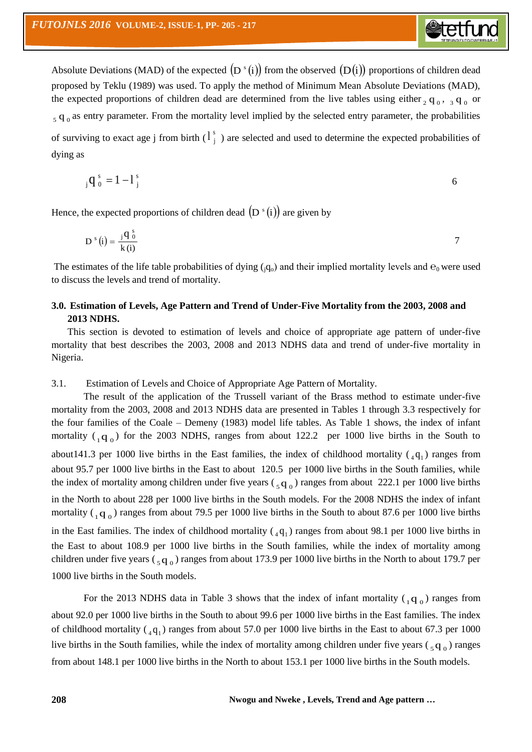Absolute Deviations (MAD) of the expected $(D^{s}(i))$ from the observed $(D(i))$ proportions of children dead proposed by Teklu (1989) was used. To apply the method of Minimum Mean Absolute Deviations (MAD), the expected proportions of children dead are determined from the live tables using either ${}_2q_0$, ${}_3q_0$ or ${}_5q_0$ as entry parameter. From the mortality level implied by the selected entry parameter, the probabilities of surviving to exact age j from birth ($l_j^s$ ) are selected and used to determine the expected probabilities of dying as

$${}_jq_0^s = 1 - l_j^s \qquad 6$$

Hence, the expected proportions of children dead $(D^{s}(i))$ are given by

$$D^{s}(i) = \frac{{}_jq_0^s}{k(i)} \qquad 7$$

The estimates of the life table probabilities of dying (${}_jq_o$) and their implied mortality levels and $e_0$ were used to discuss the levels and trend of mortality.

## 3.0. Estimation of Levels, Age Pattern and Trend of Under-Five Mortality from the 2003, 2008 and 2013 NDHS.

This section is devoted to estimation of levels and choice of appropriate age pattern of under-five mortality that best describes the 2003, 2008 and 2013 NDHS data and trend of under-five mortality in Nigeria.

### 3.1. Estimation of Levels and Choice of Appropriate Age Pattern of Mortality.

The result of the application of the Trussell variant of the Brass method to estimate under-five mortality from the 2003, 2008 and 2013 NDHS data are presented in Tables 1 through 3.3 respectively for the four families of the Coale – Demeny (1983) model life tables. As Table 1 shows, the index of infant mortality (${}_1q_0$) for the 2003 NDHS, ranges from about 122.2 per 1000 live births in the South to about141.3 per 1000 live births in the East families, the index of childhood mortality (${}_4q_1$) ranges from about 95.7 per 1000 live births in the East to about 120.5 per 1000 live births in the South families, while the index of mortality among children under five years (${}_5q_0$) ranges from about 222.1 per 1000 live births in the North to about 228 per 1000 live births in the South models. For the 2008 NDHS the index of infant mortality (${}_1q_0$) ranges from about 79.5 per 1000 live births in the South to about 87.6 per 1000 live births in the East families. The index of childhood mortality (${}_4q_1$) ranges from about 98.1 per 1000 live births in the East to about 108.9 per 1000 live births in the South families, while the index of mortality among children under five years (${}_5q_0$) ranges from about 173.9 per 1000 live births in the North to about 179.7 per 1000 live births in the South models.

For the 2013 NDHS data in Table 3 shows that the index of infant mortality (${}_1q_0$) ranges from about 92.0 per 1000 live births in the South to about 99.6 per 1000 live births in the East families. The index of childhood mortality (${}_4q_1$) ranges from about 57.0 per 1000 live births in the East to about 67.3 per 1000 live births in the South families, while the index of mortality among children under five years (${}_5q_0$) ranges from about 148.1 per 1000 live births in the North to about 153.1 per 1000 live births in the South models.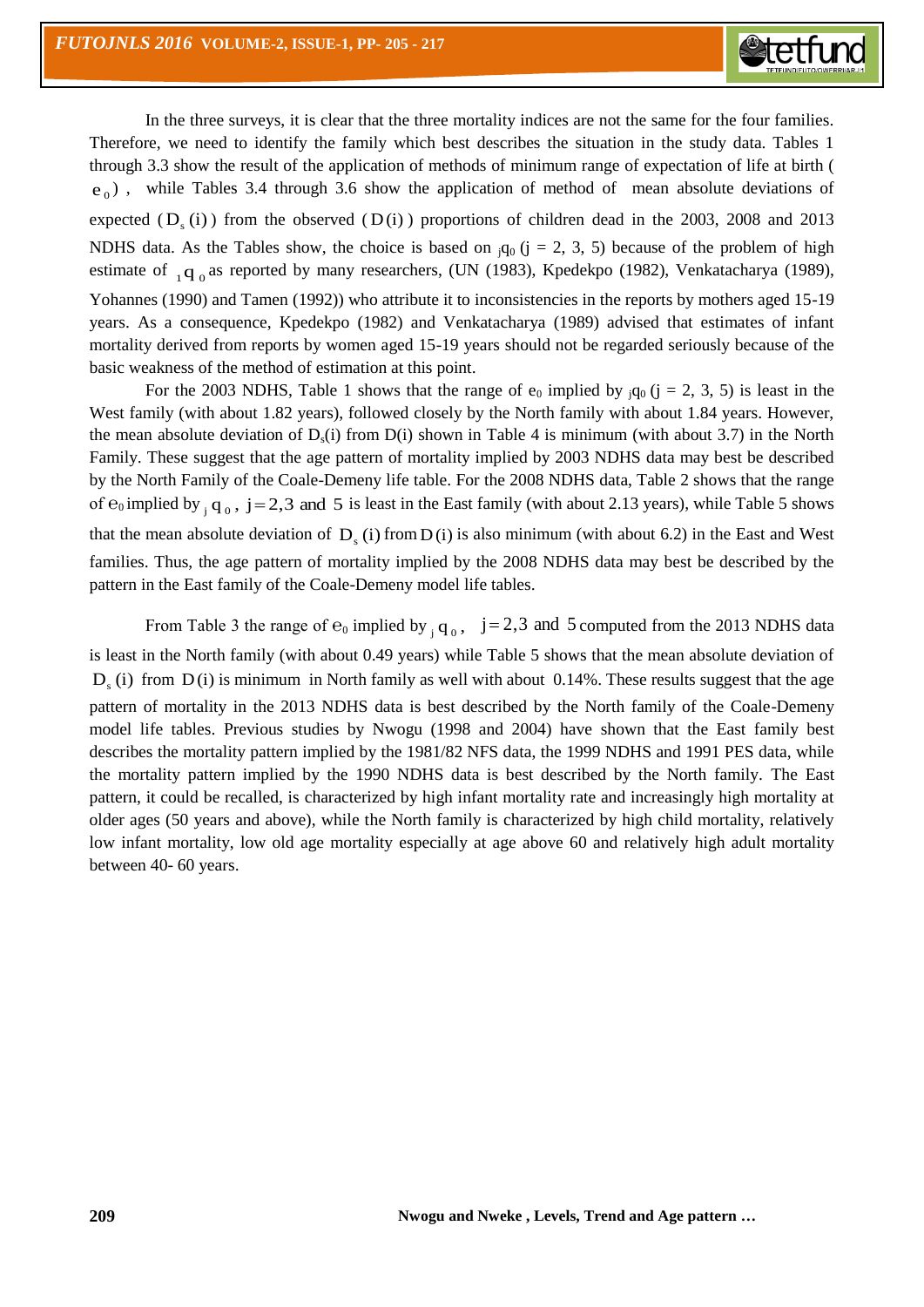In the three surveys, it is clear that the three mortality indices are not the same for the four families. Therefore, we need to identify the family which best describes the situation in the study data. Tables 1 through 3.3 show the result of the application of methods of minimum range of expectation of life at birth ( $e_0$ ) , while Tables 3.4 through 3.6 show the application of method of mean absolute deviations of expected ( $D_s(i)$ ) from the observed ( $D(i)$ ) proportions of children dead in the 2003, 2008 and 2013 NDHS data. As the Tables show, the choice is based on ${}_jq_0$ (j = 2, 3, 5) because of the problem of high estimate of ${}_1q_0$ as reported by many researchers, (UN (1983), Kpedekpo (1982), Venkatacharya (1989), Yohannes (1990) and Tamen (1992)) who attribute it to inconsistencies in the reports by mothers aged 15-19 years. As a consequence, Kpedekpo (1982) and Venkatacharya (1989) advised that estimates of infant mortality derived from reports by women aged 15-19 years should not be regarded seriously because of the basic weakness of the method of estimation at this point.

For the 2003 NDHS, Table 1 shows that the range of $e_0$ implied by ${}_jq_0$ (j = 2, 3, 5) is least in the West family (with about 1.82 years), followed closely by the North family with about 1.84 years. However, the mean absolute deviation of $D_s(i)$ from $D(i)$ shown in Table 4 is minimum (with about 3.7) in the North Family. These suggest that the age pattern of mortality implied by 2003 NDHS data may best be described by the North Family of the Coale-Demeny life table. For the 2008 NDHS data, Table 2 shows that the range of $e_0$ implied by ${}_jq_0$, $j = 2,3$ and $5$ is least in the East family (with about 2.13 years), while Table 5 shows that the mean absolute deviation of $D_s(i)$ from $D(i)$ is also minimum (with about 6.2) in the East and West families. Thus, the age pattern of mortality implied by the 2008 NDHS data may best be described by the pattern in the East family of the Coale-Demeny model life tables.

From Table 3 the range of $e_0$ implied by ${}_jq_0$, $j = 2,3$ and $5$ computed from the 2013 NDHS data is least in the North family (with about 0.49 years) while Table 5 shows that the mean absolute deviation of $D_s(i)$ from $D(i)$ is minimum in North family as well with about 0.14%. These results suggest that the age pattern of mortality in the 2013 NDHS data is best described by the North family of the Coale-Demeny model life tables. Previous studies by Nwogu (1998 and 2004) have shown that the East family best describes the mortality pattern implied by the 1981/82 NFS data, the 1999 NDHS and 1991 PES data, while the mortality pattern implied by the 1990 NDHS data is best described by the North family. The East pattern, it could be recalled, is characterized by high infant mortality rate and increasingly high mortality at older ages (50 years and above), while the North family is characterized by high child mortality, relatively low infant mortality, low old age mortality especially at age above 60 and relatively high adult mortality between 40- 60 years.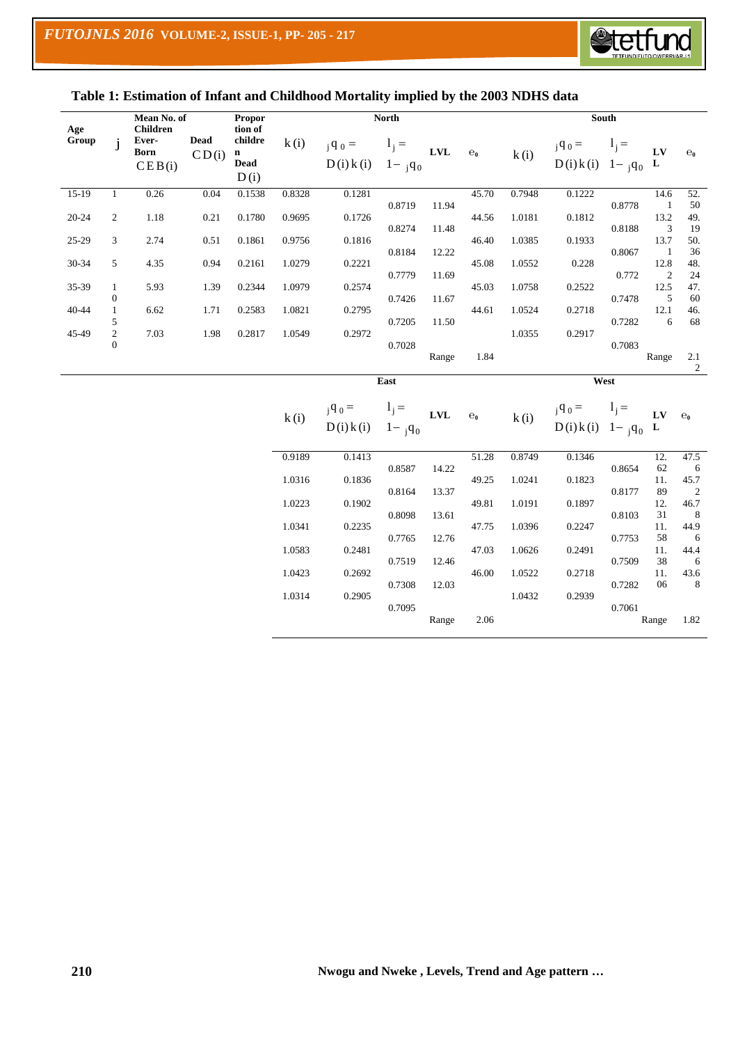**Table 1: Estimation of Infant and Childhood Mortality implied by the 2003 NDHS data**

| Age Group | $j$ | Mean No. of Children Ever-Born $CEB(i)$ | Dead $CD(i)$ | Proportion of children Dead $D(i)$ | North | | | | | South | | | | | East | | | | | West | | | | |
|---|---|---|---|---|---|---|---|---|---|---|---|---|---|---|---|---|---|---|---|---|---|---|---|---|
| | | | | | $k(i)$ | ${}_jq_0 = D(i)k(i)$ | $l_j = 1 - {}_jq_0$ | LVL | $e_0$ | $k(i)$ | ${}_jq_0 = D(i)k(i)$ | $l_j = 1 - {}_jq_0$ | LVL | $e_0$ | $k(i)$ | ${}_jq_0 = D(i)k(i)$ | $l_j = 1 - {}_jq_0$ | LVL | $e_0$ | $k(i)$ | ${}_jq_0 = D(i)k(i)$ | $l_j = 1 - {}_jq_0$ | LVL | $e_0$ |
| 15-19 | 1 | 0.26 | 0.04 | 0.1538 | 0.8328 | 0.1281 | 0.8719 | 11.94 | 45.70 | 0.7948 | 0.1222 | 0.8778 | 14.61 | 52.50 | 0.9189 | 0.1413 | 0.8587 | 14.22 | 51.28 | 0.8749 | 0.1346 | 0.8654 | 12.62 | 47.56 |
| 20-24 | 2 | 1.18 | 0.21 | 0.1780 | 0.9695 | 0.1726 | 0.8274 | 11.48 | 44.56 | 1.0181 | 0.1812 | 0.8188 | 13.23 | 49.19 | 1.0316 | 0.1836 | 0.8164 | 13.37 | 49.25 | 1.0241 | 0.1823 | 0.8177 | 11.89 | 45.72 |
| 25-29 | 3 | 2.74 | 0.51 | 0.1861 | 0.9756 | 0.1816 | 0.8184 | 12.22 | 46.40 | 1.0385 | 0.1933 | 0.8067 | 13.71 | 50.36 | 1.0223 | 0.1902 | 0.8098 | 13.61 | 49.81 | 1.0191 | 0.1897 | 0.8103 | 12.31 | 46.78 |
| 30-34 | 5 | 4.35 | 0.94 | 0.2161 | 1.0279 | 0.2221 | 0.7779 | 11.69 | 45.08 | 1.0552 | 0.228 | 0.772 | 12.82 | 48.24 | 1.0341 | 0.2235 | 0.7765 | 12.76 | 47.75 | 1.0396 | 0.2247 | 0.7753 | 11.58 | 44.96 |
| 35-39 | 10 | 5.93 | 1.39 | 0.2344 | 1.0979 | 0.2574 | 0.7426 | 11.67 | 45.03 | 1.0758 | 0.2522 | 0.7478 | 12.55 | 47.60 | 1.0583 | 0.2481 | 0.7519 | 12.46 | 47.03 | 1.0626 | 0.2491 | 0.7509 | 11.38 | 44.46 |
| 40-44 | 15 | 6.62 | 1.71 | 0.2583 | 1.0821 | 0.2795 | 0.7205 | 11.50 | 44.61 | 1.0524 | 0.2718 | 0.7282 | 12.16 | 46.68 | 1.0423 | 0.2692 | 0.7308 | 12.03 | 46.00 | 1.0522 | 0.2718 | 0.7282 | 11.06 | 43.68 |
| 45-49 | 20 | 7.03 | 1.98 | 0.2817 | 1.0549 | 0.2972 | 0.7028 | | | 1.0355 | 0.2917 | 0.7083 | | | 1.0314 | 0.2905 | 0.7095 | | | 1.0432 | 0.2939 | 0.7061 | | |
| | | | | | | | | Range | 1.84 | | | | Range | 2.12 | | | | Range | 2.06 | | | | Range | 1.82 |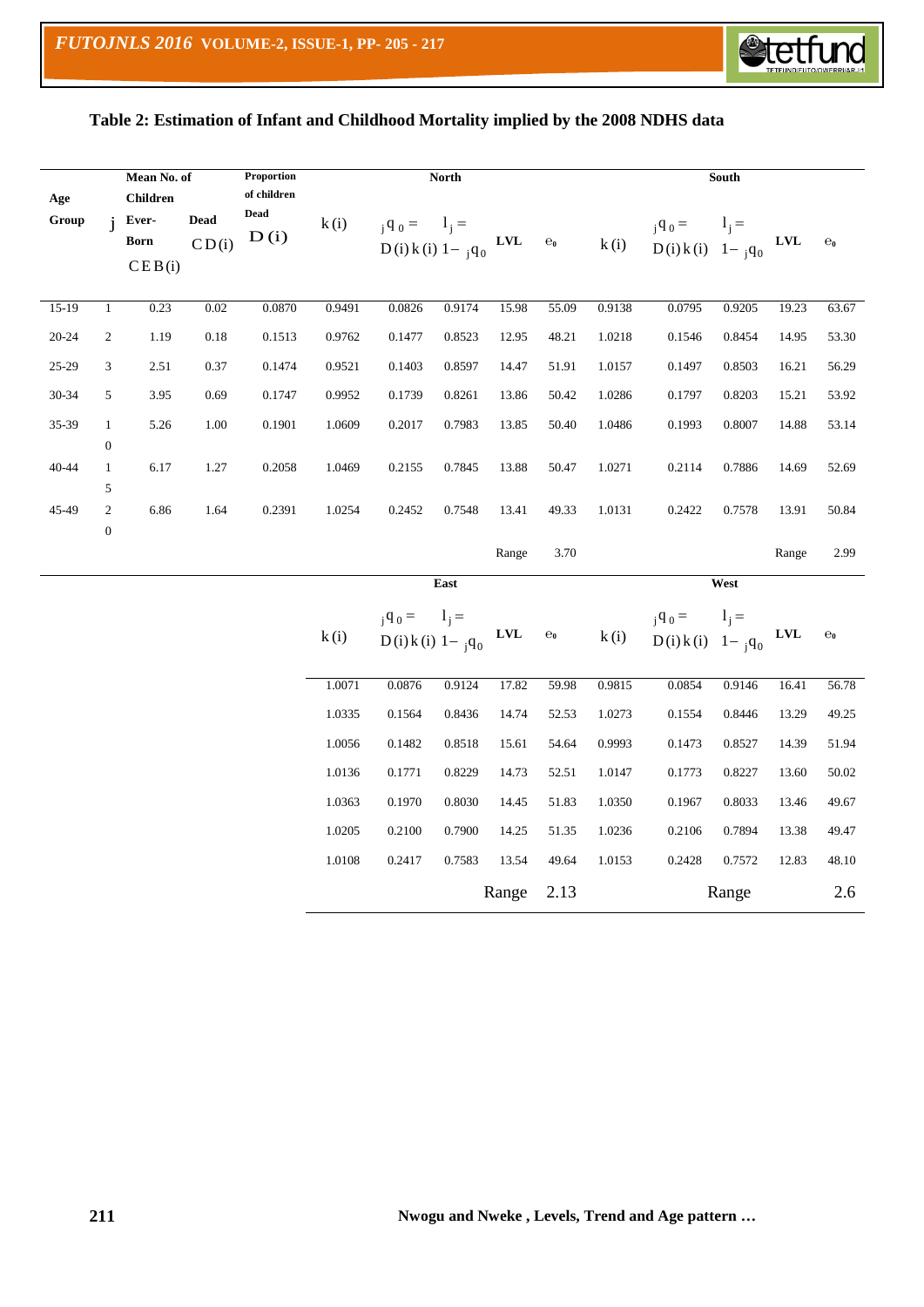**Table 2: Estimation of Infant and Childhood Mortality implied by the 2008 NDHS data**

| Age Group | j | Mean No. of Children Ever-Born $CEB(i)$ | Mean No. of Children Dead $CD(i)$ | Proportion of children Dead $D(i)$ | North $k(i)$ | North ${}_jq_0 = D(i)k(i)$ | North $l_j = 1 - {}_jq_0$ | North LVL | North $e_0$ | South $k(i)$ | South ${}_jq_0 = D(i)k(i)$ | South $l_j = 1 - {}_jq_0$ | South LVL | South $e_0$ |
|---|---|---|---|---|---|---|---|---|---|---|---|---|---|---|
| 15-19 | 1 | 0.23 | 0.02 | 0.0870 | 0.9491 | 0.0826 | 0.9174 | 15.98 | 55.09 | 0.9138 | 0.0795 | 0.9205 | 19.23 | 63.67 |
| 20-24 | 2 | 1.19 | 0.18 | 0.1513 | 0.9762 | 0.1477 | 0.8523 | 12.95 | 48.21 | 1.0218 | 0.1546 | 0.8454 | 14.95 | 53.30 |
| 25-29 | 3 | 2.51 | 0.37 | 0.1474 | 0.9521 | 0.1403 | 0.8597 | 14.47 | 51.91 | 1.0157 | 0.1497 | 0.8503 | 16.21 | 56.29 |
| 30-34 | 5 | 3.95 | 0.69 | 0.1747 | 0.9952 | 0.1739 | 0.8261 | 13.86 | 50.42 | 1.0286 | 0.1797 | 0.8203 | 15.21 | 53.92 |
| 35-39 | 10 | 5.26 | 1.00 | 0.1901 | 1.0609 | 0.2017 | 0.7983 | 13.85 | 50.40 | 1.0486 | 0.1993 | 0.8007 | 14.88 | 53.14 |
| 40-44 | 15 | 6.17 | 1.27 | 0.2058 | 1.0469 | 0.2155 | 0.7845 | 13.88 | 50.47 | 1.0271 | 0.2114 | 0.7886 | 14.69 | 52.69 |
| 45-49 | 20 | 6.86 | 1.64 | 0.2391 | 1.0254 | 0.2452 | 0.7548 | 13.41 | 49.33 | 1.0131 | 0.2422 | 0.7578 | 13.91 | 50.84 |
| | | | | | | | | Range | 3.70 | | | | Range | 2.99 |

| East $k(i)$ | East ${}_jq_0 = D(i)k(i)$ | East $l_j = 1 - {}_jq_0$ | East LVL | East $e_0$ | West $k(i)$ | West ${}_jq_0 = D(i)k(i)$ | West $l_j = 1 - {}_jq_0$ | West LVL | West $e_0$ |
|---|---|---|---|---|---|---|---|---|---|
| 1.0071 | 0.0876 | 0.9124 | 17.82 | 59.98 | 0.9815 | 0.0854 | 0.9146 | 16.41 | 56.78 |
| 1.0335 | 0.1564 | 0.8436 | 14.74 | 52.53 | 1.0273 | 0.1554 | 0.8446 | 13.29 | 49.25 |
| 1.0056 | 0.1482 | 0.8518 | 15.61 | 54.64 | 0.9993 | 0.1473 | 0.8527 | 14.39 | 51.94 |
| 1.0136 | 0.1771 | 0.8229 | 14.73 | 52.51 | 1.0147 | 0.1773 | 0.8227 | 13.60 | 50.02 |
| 1.0363 | 0.1970 | 0.8030 | 14.45 | 51.83 | 1.0350 | 0.1967 | 0.8033 | 13.46 | 49.67 |
| 1.0205 | 0.2100 | 0.7900 | 14.25 | 51.35 | 1.0236 | 0.2106 | 0.7894 | 13.38 | 49.47 |
| 1.0108 | 0.2417 | 0.7583 | 13.54 | 49.64 | 1.0153 | 0.2428 | 0.7572 | 12.83 | 48.10 |
| | | | Range | 2.13 | | Range | | | 2.6 |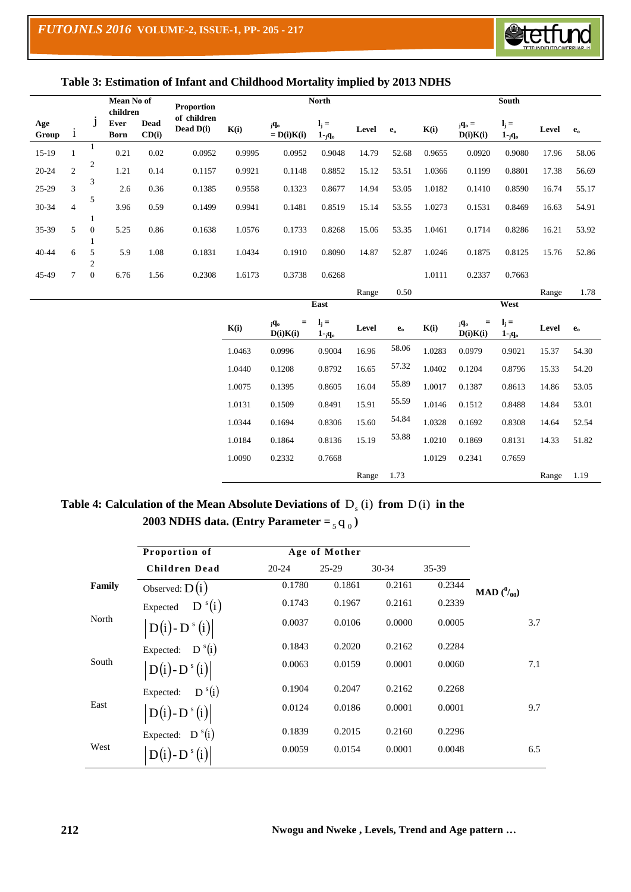## Table 3: Estimation of Infant and Childhood Mortality implied by 2013 NDHS

| Age Group | i | j | Mean No of children Ever Born | Mean No of children Dead CD(i) | Proportion of children Dead D(i) | North K(i) | North $_jq_o = D(i)K(i)$ | North $l_j = 1\text{-}_jq_o$ | North Level | North $e_o$ | South K(i) | South $_jq_o = D(i)K(i)$ | South $l_j = 1\text{-}_jq_o$ | South Level | South $e_o$ |
|---|---|---|---|---|---|---|---|---|---|---|---|---|---|---|---|
| 15-19 | 1 | 1 | 0.21 | 0.02 | 0.0952 | 0.9995 | 0.0952 | 0.9048 | 14.79 | 52.68 | 0.9655 | 0.0920 | 0.9080 | 17.96 | 58.06 |
| 20-24 | 2 | 2 | 1.21 | 0.14 | 0.1157 | 0.9921 | 0.1148 | 0.8852 | 15.12 | 53.51 | 1.0366 | 0.1199 | 0.8801 | 17.38 | 56.69 |
| 25-29 | 3 | 3 | 2.6 | 0.36 | 0.1385 | 0.9558 | 0.1323 | 0.8677 | 14.94 | 53.05 | 1.0182 | 0.1410 | 0.8590 | 16.74 | 55.17 |
| 30-34 | 4 | 5 | 3.96 | 0.59 | 0.1499 | 0.9941 | 0.1481 | 0.8519 | 15.14 | 53.55 | 1.0273 | 0.1531 | 0.8469 | 16.63 | 54.91 |
| 35-39 | 5 | 10 | 5.25 | 0.86 | 0.1638 | 1.0576 | 0.1733 | 0.8268 | 15.06 | 53.35 | 1.0461 | 0.1714 | 0.8286 | 16.21 | 53.92 |
| 40-44 | 6 | 15 | 5.9 | 1.08 | 0.1831 | 1.0434 | 0.1910 | 0.8090 | 14.87 | 52.87 | 1.0246 | 0.1875 | 0.8125 | 15.76 | 52.86 |
| 45-49 | 7 | 20 | 6.76 | 1.56 | 0.2308 | 1.6173 | 0.3738 | 0.6268 | | | 1.0111 | 0.2337 | 0.7663 | | |
| | | | | | | | | | Range | 0.50 | | | | Range | 1.78 |

| Age Group | East K(i) | East $_jq_o = D(i)K(i)$ | East $l_j = 1\text{-}_jq_o$ | East Level | East $e_o$ | West K(i) | West $_jq_o = D(i)K(i)$ | West $l_j = 1\text{-}_jq_o$ | West Level | West $e_o$ |
|---|---|---|---|---|---|---|---|---|---|---|
| 15-19 | 1.0463 | 0.0996 | 0.9004 | 16.96 | 58.06 | 1.0283 | 0.0979 | 0.9021 | 15.37 | 54.30 |
| 20-24 | 1.0440 | 0.1208 | 0.8792 | 16.65 | 57.32 | 1.0402 | 0.1204 | 0.8796 | 15.33 | 54.20 |
| 25-29 | 1.0075 | 0.1395 | 0.8605 | 16.04 | 55.89 | 1.0017 | 0.1387 | 0.8613 | 14.86 | 53.05 |
| 30-34 | 1.0131 | 0.1509 | 0.8491 | 15.91 | 55.59 | 1.0146 | 0.1512 | 0.8488 | 14.84 | 53.01 |
| 35-39 | 1.0344 | 0.1694 | 0.8306 | 15.60 | 54.84 | 1.0328 | 0.1692 | 0.8308 | 14.64 | 52.54 |
| 40-44 | 1.0184 | 0.1864 | 0.8136 | 15.19 | 53.88 | 1.0210 | 0.1869 | 0.8131 | 14.33 | 51.82 |
| 45-49 | 1.0090 | 0.2332 | 0.7668 | | | 1.0129 | 0.2341 | 0.7659 | | |
| | | | | Range | 1.73 | | | | Range | 1.19 |

## Table 4: Calculation of the Mean Absolute Deviations of $D_s(i)$ from $D(i)$ in the 2003 NDHS data. (Entry Parameter = $_5q_0$)

| Family | Proportion of Children Dead | Age of Mother 20-24 | 25-29 | 30-34 | 35-39 | MAD ($^0/_{00}$) |
|---|---|---|---|---|---|---|
| | Observed: $D(i)$ | 0.1780 | 0.1861 | 0.2161 | 0.2344 | |
| North | Expected $D^s(i)$ | 0.1743 | 0.1967 | 0.2161 | 0.2339 | |
| | $\lvert D(i) - D^s(i) \rvert$ | 0.0037 | 0.0106 | 0.0000 | 0.0005 | 3.7 |
| South | Expected: $D^s(i)$ | 0.1843 | 0.2020 | 0.2162 | 0.2284 | |
| | $\lvert D(i) - D^s(i) \rvert$ | 0.0063 | 0.0159 | 0.0001 | 0.0060 | 7.1 |
| East | Expected: $D^s(i)$ | 0.1904 | 0.2047 | 0.2162 | 0.2268 | |
| | $\lvert D(i) - D^s(i) \rvert$ | 0.0124 | 0.0186 | 0.0001 | 0.0001 | 9.7 |
| West | Expected: $D^s(i)$ | 0.1839 | 0.2015 | 0.2160 | 0.2296 | |
| | $\lvert D(i) - D^s(i) \rvert$ | 0.0059 | 0.0154 | 0.0001 | 0.0048 | 6.5 |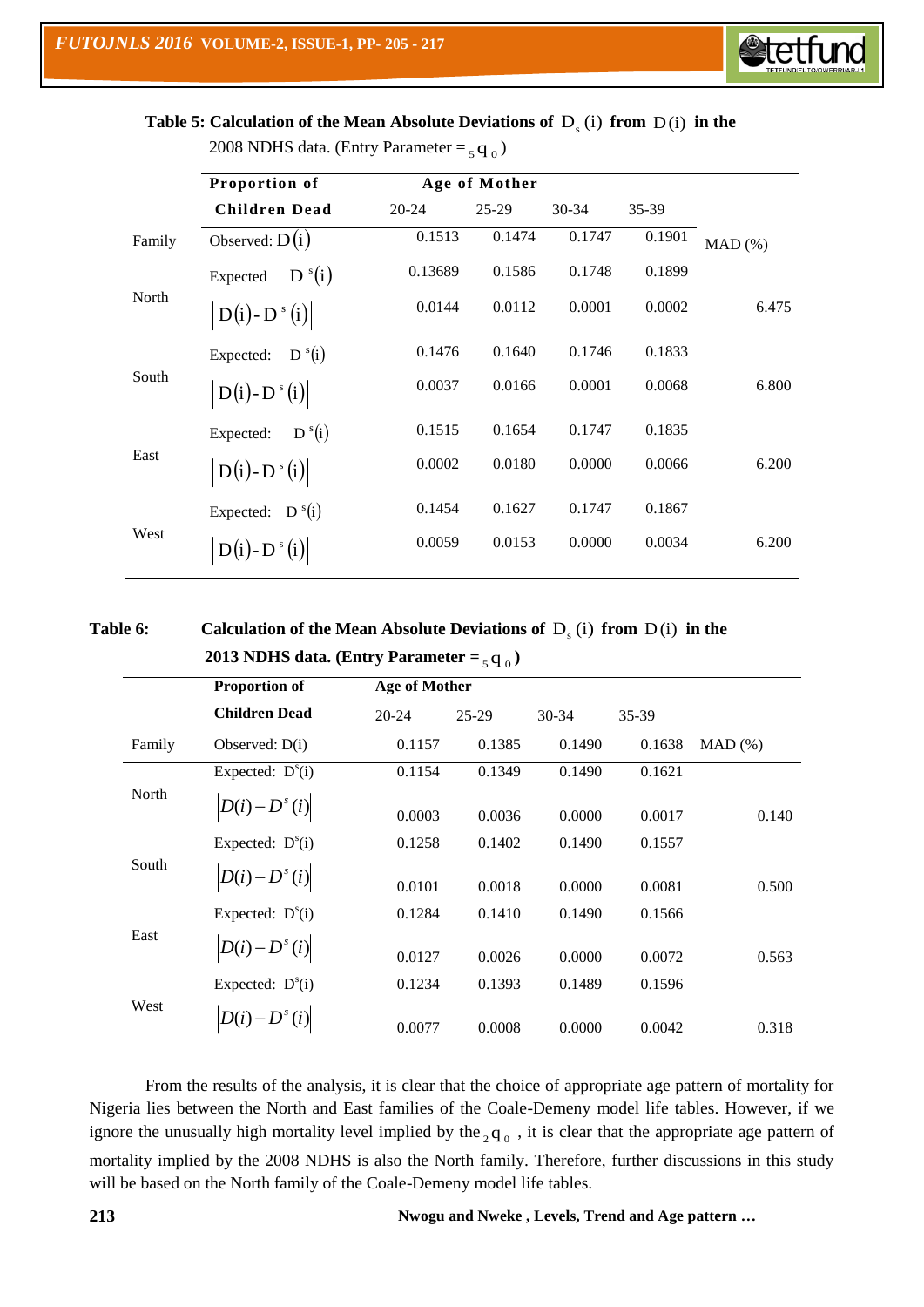**Table 5: Calculation of the Mean Absolute Deviations of $D_s(i)$ from $D(i)$ in the 2008 NDHS data. (Entry Parameter = ${}_5q_0$)**

| Family | Proportion of Children Dead | Age of Mother 20-24 | 25-29 | 30-34 | 35-39 | MAD (%) |
|---|---|---|---|---|---|---|
| | Observed: $D(i)$ | 0.1513 | 0.1474 | 0.1747 | 0.1901 | |
| North | Expected $D^s(i)$ | 0.13689 | 0.1586 | 0.1748 | 0.1899 | |
| | $\lvert D(i)-D^s(i)\rvert$ | 0.0144 | 0.0112 | 0.0001 | 0.0002 | 6.475 |
| South | Expected: $D^s(i)$ | 0.1476 | 0.1640 | 0.1746 | 0.1833 | |
| | $\lvert D(i)-D^s(i)\rvert$ | 0.0037 | 0.0166 | 0.0001 | 0.0068 | 6.800 |
| East | Expected: $D^s(i)$ | 0.1515 | 0.1654 | 0.1747 | 0.1835 | |
| | $\lvert D(i)-D^s(i)\rvert$ | 0.0002 | 0.0180 | 0.0000 | 0.0066 | 6.200 |
| West | Expected: $D^s(i)$ | 0.1454 | 0.1627 | 0.1747 | 0.1867 | |
| | $\lvert D(i)-D^s(i)\rvert$ | 0.0059 | 0.0153 | 0.0000 | 0.0034 | 6.200 |

**Table 6: Calculation of the Mean Absolute Deviations of $D_s(i)$ from $D(i)$ in the 2013 NDHS data. (Entry Parameter = ${}_5q_0$)**

| Family | Proportion of Children Dead | Age of Mother 20-24 | 25-29 | 30-34 | 35-39 | MAD (%) |
|---|---|---|---|---|---|---|
| | Observed: D(i) | 0.1157 | 0.1385 | 0.1490 | 0.1638 | |
| North | Expected: $D^s(i)$ | 0.1154 | 0.1349 | 0.1490 | 0.1621 | |
| | $\lvert D(i)-D^s(i)\rvert$ | 0.0003 | 0.0036 | 0.0000 | 0.0017 | 0.140 |
| South | Expected: $D^s(i)$ | 0.1258 | 0.1402 | 0.1490 | 0.1557 | |
| | $\lvert D(i)-D^s(i)\rvert$ | 0.0101 | 0.0018 | 0.0000 | 0.0081 | 0.500 |
| East | Expected: $D^s(i)$ | 0.1284 | 0.1410 | 0.1490 | 0.1566 | |
| | $\lvert D(i)-D^s(i)\rvert$ | 0.0127 | 0.0026 | 0.0000 | 0.0072 | 0.563 |
| West | Expected: $D^s(i)$ | 0.1234 | 0.1393 | 0.1489 | 0.1596 | |
| | $\lvert D(i)-D^s(i)\rvert$ | 0.0077 | 0.0008 | 0.0000 | 0.0042 | 0.318 |

From the results of the analysis, it is clear that the choice of appropriate age pattern of mortality for Nigeria lies between the North and East families of the Coale-Demeny model life tables. However, if we ignore the unusually high mortality level implied by the ${}_2q_0$, it is clear that the appropriate age pattern of mortality implied by the 2008 NDHS is also the North family. Therefore, further discussions in this study will be based on the North family of the Coale-Demeny model life tables.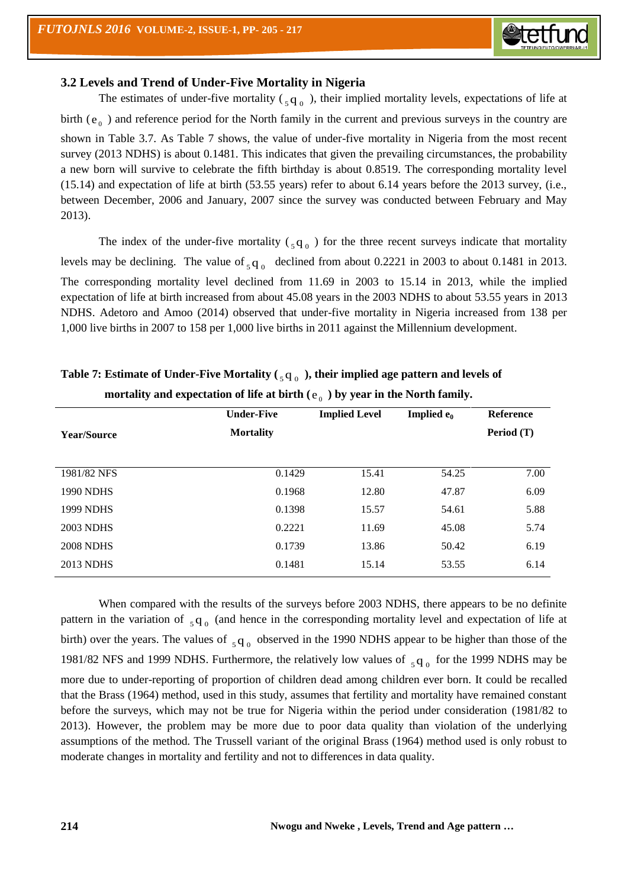### 3.2 Levels and Trend of Under-Five Mortality in Nigeria

The estimates of under-five mortality ( $_5q_0$ ), their implied mortality levels, expectations of life at birth ( $e_0$ ) and reference period for the North family in the current and previous surveys in the country are shown in Table 3.7. As Table 7 shows, the value of under-five mortality in Nigeria from the most recent survey (2013 NDHS) is about 0.1481. This indicates that given the prevailing circumstances, the probability a new born will survive to celebrate the fifth birthday is about 0.8519. The corresponding mortality level (15.14) and expectation of life at birth (53.55 years) refer to about 6.14 years before the 2013 survey, (i.e., between December, 2006 and January, 2007 since the survey was conducted between February and May 2013).

The index of the under-five mortality ( $_5q_0$ ) for the three recent surveys indicate that mortality levels may be declining. The value of $_5q_0$ declined from about 0.2221 in 2003 to about 0.1481 in 2013. The corresponding mortality level declined from 11.69 in 2003 to 15.14 in 2013, while the implied expectation of life at birth increased from about 45.08 years in the 2003 NDHS to about 53.55 years in 2013 NDHS. Adetoro and Amoo (2014) observed that under-five mortality in Nigeria increased from 138 per 1,000 live births in 2007 to 158 per 1,000 live births in 2011 against the Millennium development.

**Table 7: Estimate of Under-Five Mortality ( $_5q_0$ ), their implied age pattern and levels of mortality and expectation of life at birth ( $e_0$ ) by year in the North family.**

| Year/Source | Under-Five Mortality | Implied Level | Implied $e_0$ | Reference Period (T) |
|---|---|---|---|---|
| 1981/82 NFS | 0.1429 | 15.41 | 54.25 | 7.00 |
| 1990 NDHS | 0.1968 | 12.80 | 47.87 | 6.09 |
| 1999 NDHS | 0.1398 | 15.57 | 54.61 | 5.88 |
| 2003 NDHS | 0.2221 | 11.69 | 45.08 | 5.74 |
| 2008 NDHS | 0.1739 | 13.86 | 50.42 | 6.19 |
| 2013 NDHS | 0.1481 | 15.14 | 53.55 | 6.14 |

When compared with the results of the surveys before 2003 NDHS, there appears to be no definite pattern in the variation of $_5q_0$ (and hence in the corresponding mortality level and expectation of life at birth) over the years. The values of $_5q_0$ observed in the 1990 NDHS appear to be higher than those of the 1981/82 NFS and 1999 NDHS. Furthermore, the relatively low values of $_5q_0$ for the 1999 NDHS may be more due to under-reporting of proportion of children dead among children ever born. It could be recalled that the Brass (1964) method, used in this study, assumes that fertility and mortality have remained constant before the surveys, which may not be true for Nigeria within the period under consideration (1981/82 to 2013). However, the problem may be more due to poor data quality than violation of the underlying assumptions of the method. The Trussell variant of the original Brass (1964) method used is only robust to moderate changes in mortality and fertility and not to differences in data quality.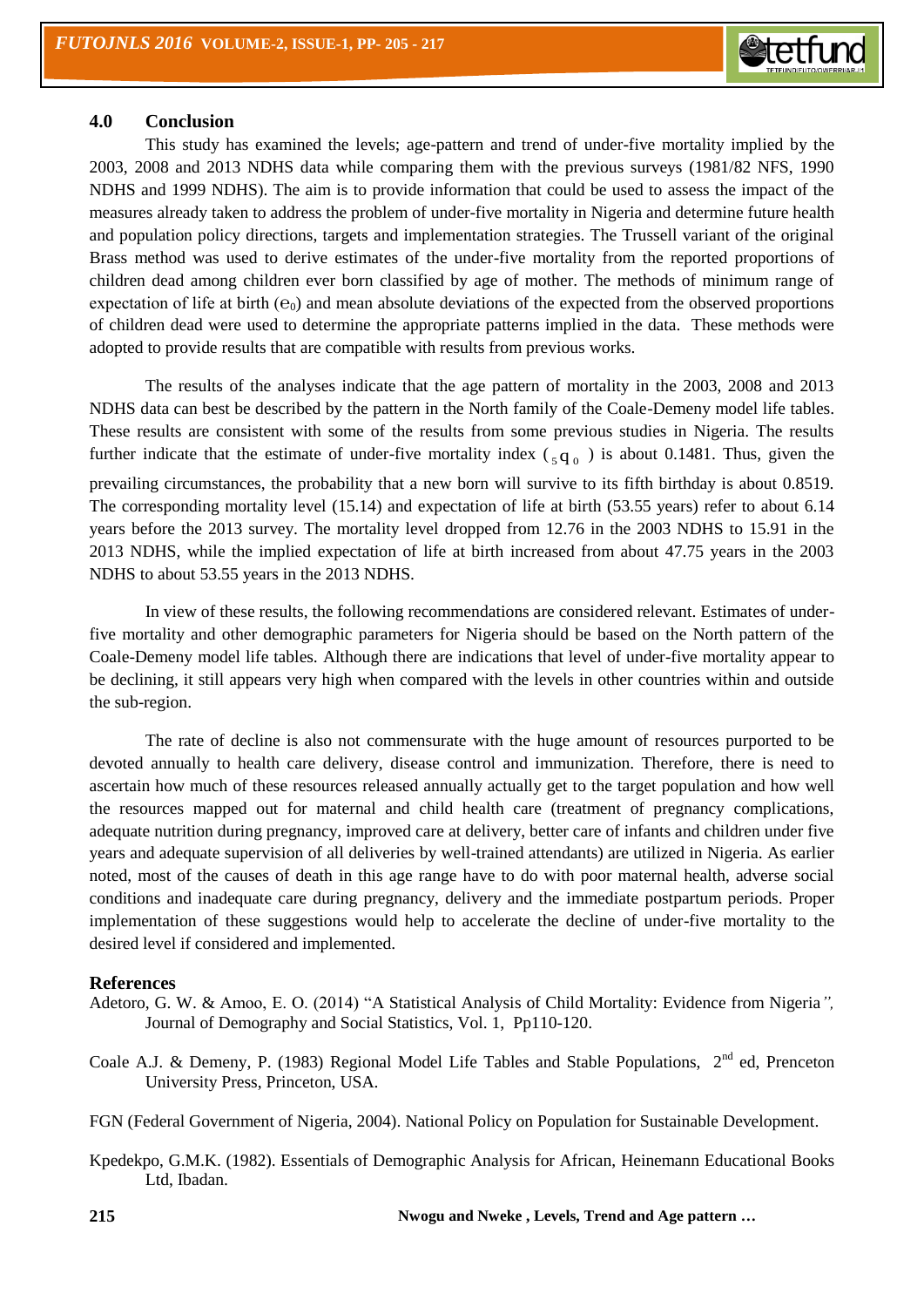## 4.0 Conclusion

This study has examined the levels; age-pattern and trend of under-five mortality implied by the 2003, 2008 and 2013 NDHS data while comparing them with the previous surveys (1981/82 NFS, 1990 NDHS and 1999 NDHS). The aim is to provide information that could be used to assess the impact of the measures already taken to address the problem of under-five mortality in Nigeria and determine future health and population policy directions, targets and implementation strategies. The Trussell variant of the original Brass method was used to derive estimates of the under-five mortality from the reported proportions of children dead among children ever born classified by age of mother. The methods of minimum range of expectation of life at birth ($e_0$) and mean absolute deviations of the expected from the observed proportions of children dead were used to determine the appropriate patterns implied in the data. These methods were adopted to provide results that are compatible with results from previous works.

The results of the analyses indicate that the age pattern of mortality in the 2003, 2008 and 2013 NDHS data can best be described by the pattern in the North family of the Coale-Demeny model life tables. These results are consistent with some of the results from some previous studies in Nigeria. The results further indicate that the estimate of under-five mortality index ($_5q_0$) is about 0.1481. Thus, given the prevailing circumstances, the probability that a new born will survive to its fifth birthday is about 0.8519. The corresponding mortality level (15.14) and expectation of life at birth (53.55 years) refer to about 6.14 years before the 2013 survey. The mortality level dropped from 12.76 in the 2003 NDHS to 15.91 in the 2013 NDHS, while the implied expectation of life at birth increased from about 47.75 years in the 2003 NDHS to about 53.55 years in the 2013 NDHS.

In view of these results, the following recommendations are considered relevant. Estimates of under-five mortality and other demographic parameters for Nigeria should be based on the North pattern of the Coale-Demeny model life tables. Although there are indications that level of under-five mortality appear to be declining, it still appears very high when compared with the levels in other countries within and outside the sub-region.

The rate of decline is also not commensurate with the huge amount of resources purported to be devoted annually to health care delivery, disease control and immunization. Therefore, there is need to ascertain how much of these resources released annually actually get to the target population and how well the resources mapped out for maternal and child health care (treatment of pregnancy complications, adequate nutrition during pregnancy, improved care at delivery, better care of infants and children under five years and adequate supervision of all deliveries by well-trained attendants) are utilized in Nigeria. As earlier noted, most of the causes of death in this age range have to do with poor maternal health, adverse social conditions and inadequate care during pregnancy, delivery and the immediate postpartum periods. Proper implementation of these suggestions would help to accelerate the decline of under-five mortality to the desired level if considered and implemented.

## References

Adetoro, G. W. & Amoo, E. O. (2014) "A Statistical Analysis of Child Mortality: Evidence from Nigeria*",* Journal of Demography and Social Statistics, Vol. 1, Pp110-120.

Coale A.J. & Demeny, P. (1983) Regional Model Life Tables and Stable Populations, 2nd ed, Prenceton University Press, Princeton, USA.

FGN (Federal Government of Nigeria, 2004). National Policy on Population for Sustainable Development.

Kpedekpo, G.M.K. (1982). Essentials of Demographic Analysis for African, Heinemann Educational Books Ltd, Ibadan.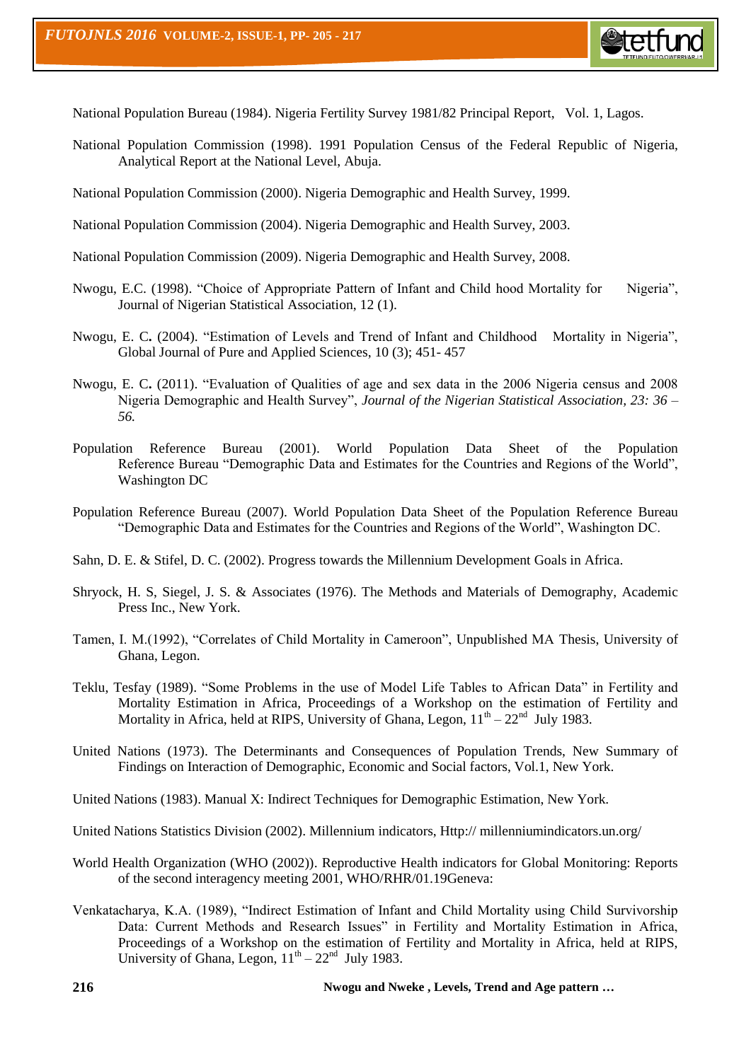National Population Bureau (1984). Nigeria Fertility Survey 1981/82 Principal Report, Vol. 1, Lagos.

National Population Commission (1998). 1991 Population Census of the Federal Republic of Nigeria, Analytical Report at the National Level, Abuja.

National Population Commission (2000). Nigeria Demographic and Health Survey, 1999.

National Population Commission (2004). Nigeria Demographic and Health Survey, 2003.

National Population Commission (2009). Nigeria Demographic and Health Survey, 2008.

Nwogu, E.C. (1998). "Choice of Appropriate Pattern of Infant and Child hood Mortality for Nigeria", Journal of Nigerian Statistical Association, 12 (1).

Nwogu, E. C**.** (2004). "Estimation of Levels and Trend of Infant and Childhood Mortality in Nigeria", Global Journal of Pure and Applied Sciences, 10 (3); 451- 457

Nwogu, E. C**.** (2011). "Evaluation of Qualities of age and sex data in the 2006 Nigeria census and 2008 Nigeria Demographic and Health Survey", *Journal of the Nigerian Statistical Association, 23: 36 – 56.*

Population Reference Bureau (2001). World Population Data Sheet of the Population Reference Bureau "Demographic Data and Estimates for the Countries and Regions of the World", Washington DC

Population Reference Bureau (2007). World Population Data Sheet of the Population Reference Bureau "Demographic Data and Estimates for the Countries and Regions of the World", Washington DC.

Sahn, D. E. & Stifel, D. C. (2002). Progress towards the Millennium Development Goals in Africa.

Shryock, H. S, Siegel, J. S. & Associates (1976). The Methods and Materials of Demography, Academic Press Inc., New York.

Tamen, I. M.(1992), "Correlates of Child Mortality in Cameroon", Unpublished MA Thesis, University of Ghana, Legon.

Teklu, Tesfay (1989). "Some Problems in the use of Model Life Tables to African Data" in Fertility and Mortality Estimation in Africa, Proceedings of a Workshop on the estimation of Fertility and Mortality in Africa, held at RIPS, University of Ghana, Legon, 11th – 22nd July 1983.

United Nations (1973). The Determinants and Consequences of Population Trends, New Summary of Findings on Interaction of Demographic, Economic and Social factors, Vol.1, New York.

United Nations (1983). Manual X: Indirect Techniques for Demographic Estimation, New York.

United Nations Statistics Division (2002). Millennium indicators, Http:// millenniumindicators.un.org/

World Health Organization (WHO (2002)). Reproductive Health indicators for Global Monitoring: Reports of the second interagency meeting 2001, WHO/RHR/01.19Geneva:

Venkatacharya, K.A. (1989), "Indirect Estimation of Infant and Child Mortality using Child Survivorship Data: Current Methods and Research Issues" in Fertility and Mortality Estimation in Africa, Proceedings of a Workshop on the estimation of Fertility and Mortality in Africa, held at RIPS, University of Ghana, Legon, 11th – 22nd July 1983.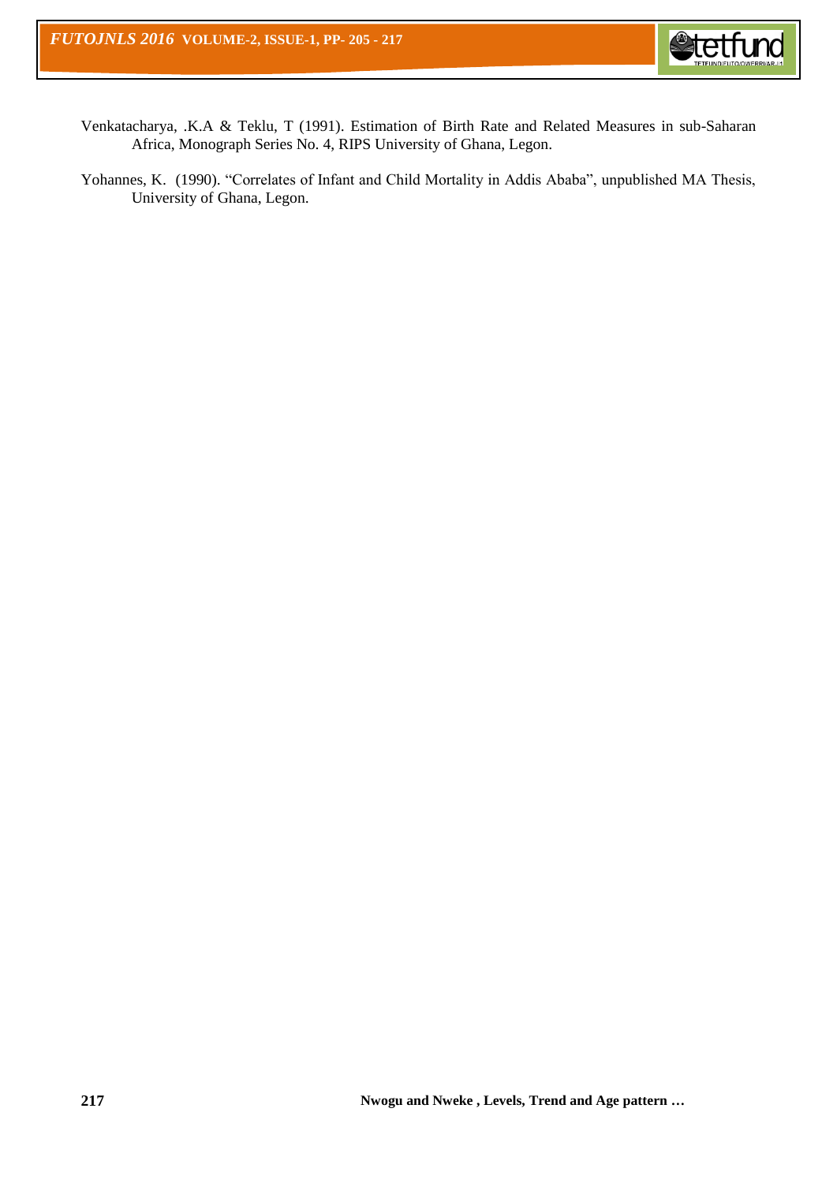Venkatacharya, .K.A & Teklu, T (1991). Estimation of Birth Rate and Related Measures in sub-Saharan Africa, Monograph Series No. 4, RIPS University of Ghana, Legon.

Yohannes, K. (1990). "Correlates of Infant and Child Mortality in Addis Ababa", unpublished MA Thesis, University of Ghana, Legon.